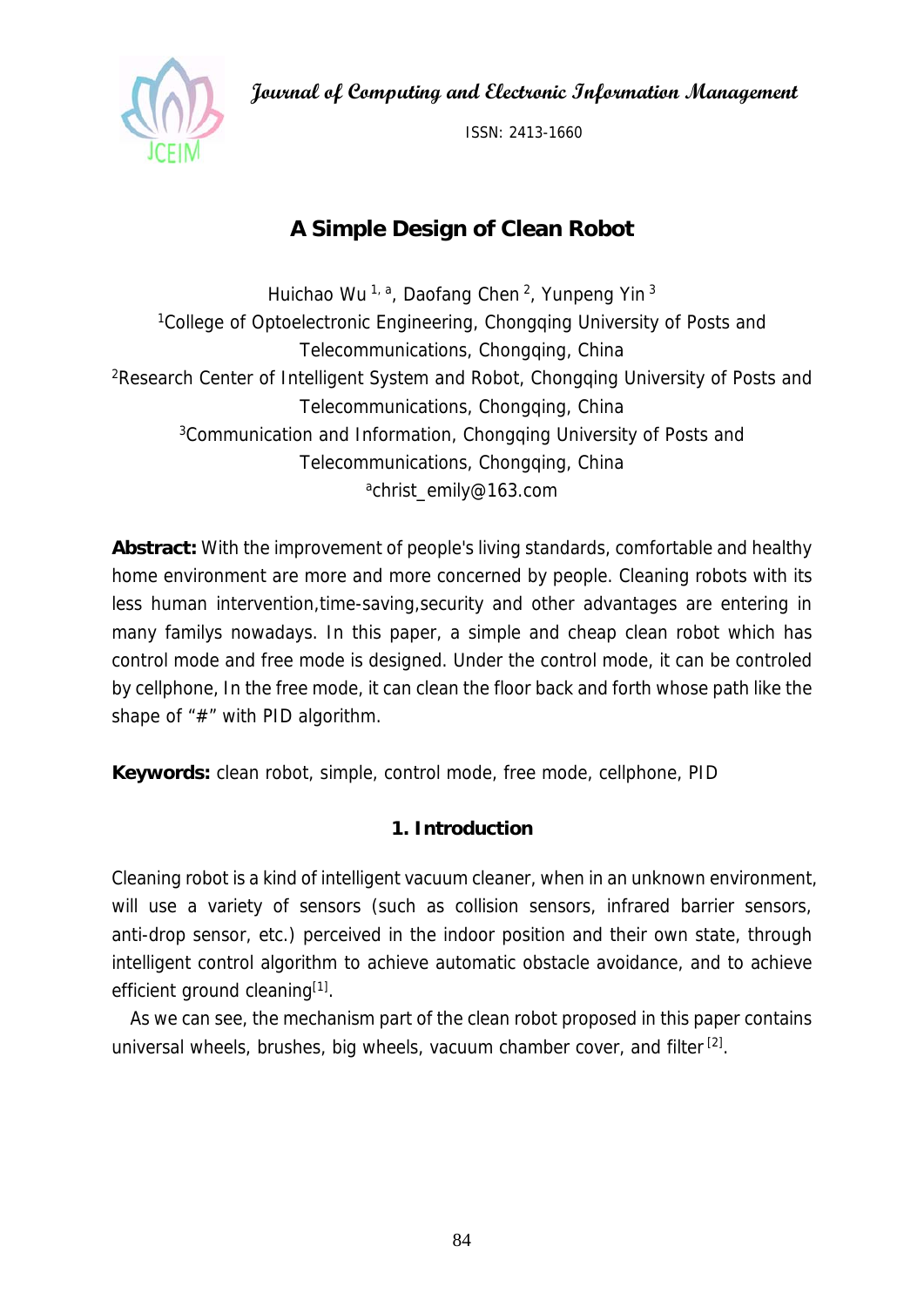# A Simple Design of Clean Robot

Huichao Wu [1, a], Daofang Chen [2], Yunpeng Yin [3]

[1]College of Optoelectronic Engineering, Chongqing University of Posts and Telecommunications, Chongqing, China

[2]Research Center of Intelligent System and Robot, Chongqing University of Posts and Telecommunications, Chongqing, China

[3]Communication and Information, Chongqing University of Posts and Telecommunications, Chongqing, China

[a]christ_emily@163.com

**Abstract:** With the improvement of people's living standards, comfortable and healthy home environment are more and more concerned by people. Cleaning robots with its less human intervention,time-saving,security and other advantages are entering in many familys nowadays. In this paper, a simple and cheap clean robot which has control mode and free mode is designed. Under the control mode, it can be controled by cellphone, In the free mode, it can clean the floor back and forth whose path like the shape of "#" with PID algorithm.

**Keywords:** clean robot, simple, control mode, free mode, cellphone, PID

## 1. Introduction

Cleaning robot is a kind of intelligent vacuum cleaner, when in an unknown environment, will use a variety of sensors (such as collision sensors, infrared barrier sensors, anti-drop sensor, etc.) perceived in the indoor position and their own state, through intelligent control algorithm to achieve automatic obstacle avoidance, and to achieve efficient ground cleaning[1].

As we can see, the mechanism part of the clean robot proposed in this paper contains universal wheels, brushes, big wheels, vacuum chamber cover, and filter [2].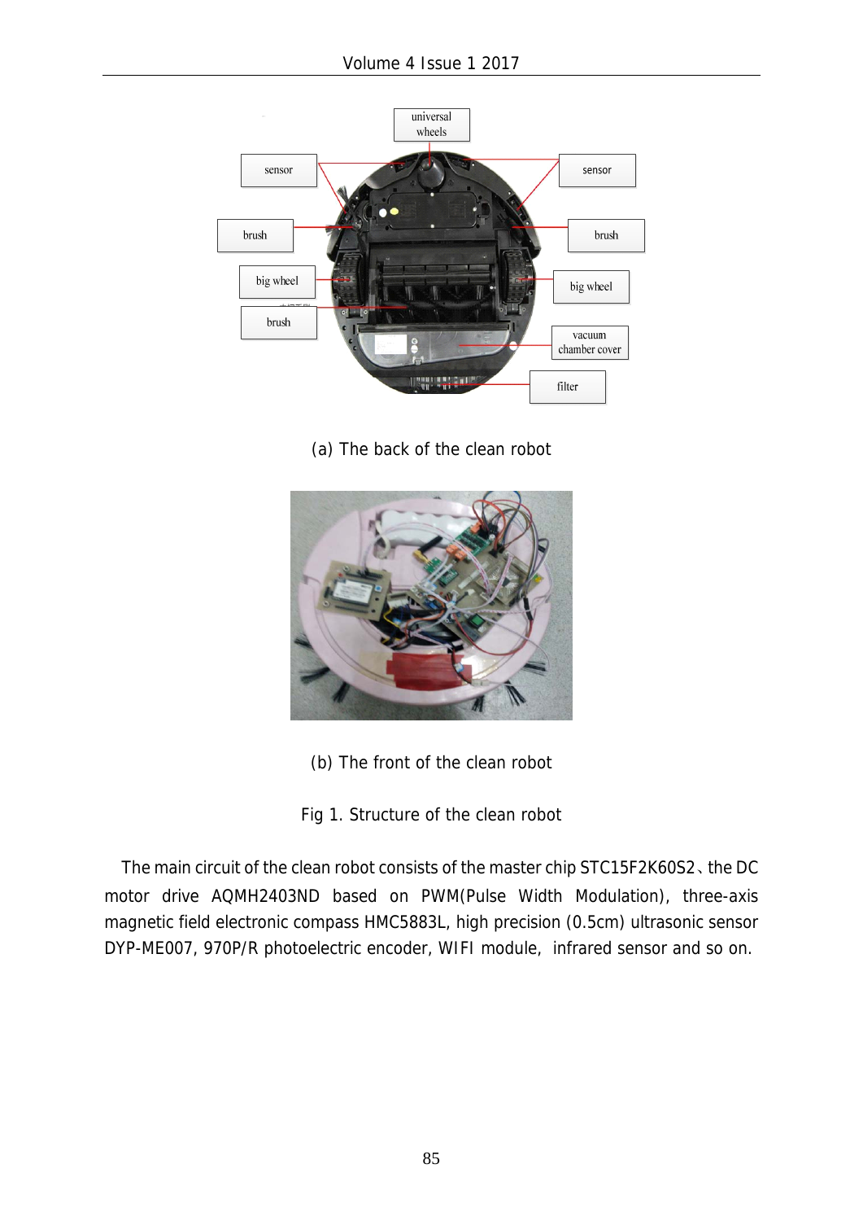(a) The back of the clean robot

(b) The front of the clean robot

Fig 1. Structure of the clean robot

The main circuit of the clean robot consists of the master chip STC15F2K60S2、the DC motor drive AQMH2403ND based on PWM(Pulse Width Modulation), three-axis magnetic field electronic compass HMC5883L, high precision (0.5cm) ultrasonic sensor DYP-ME007, 970P/R photoelectric encoder, WIFI module, infrared sensor and so on.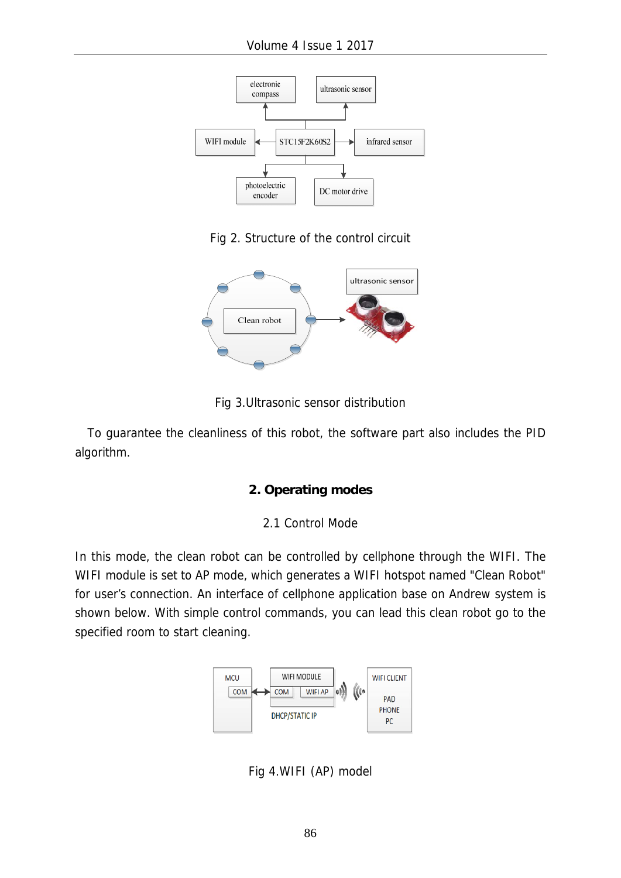Fig 2. Structure of the control circuit

Fig 3.Ultrasonic sensor distribution

To guarantee the cleanliness of this robot, the software part also includes the PID algorithm.

## 2. Operating modes

### 2.1 Control Mode

In this mode, the clean robot can be controlled by cellphone through the WIFI. The WIFI module is set to AP mode, which generates a WIFI hotspot named "Clean Robot" for user's connection. An interface of cellphone application base on Andrew system is shown below. With simple control commands, you can lead this clean robot go to the specified room to start cleaning.

Fig 4.WIFI (AP) model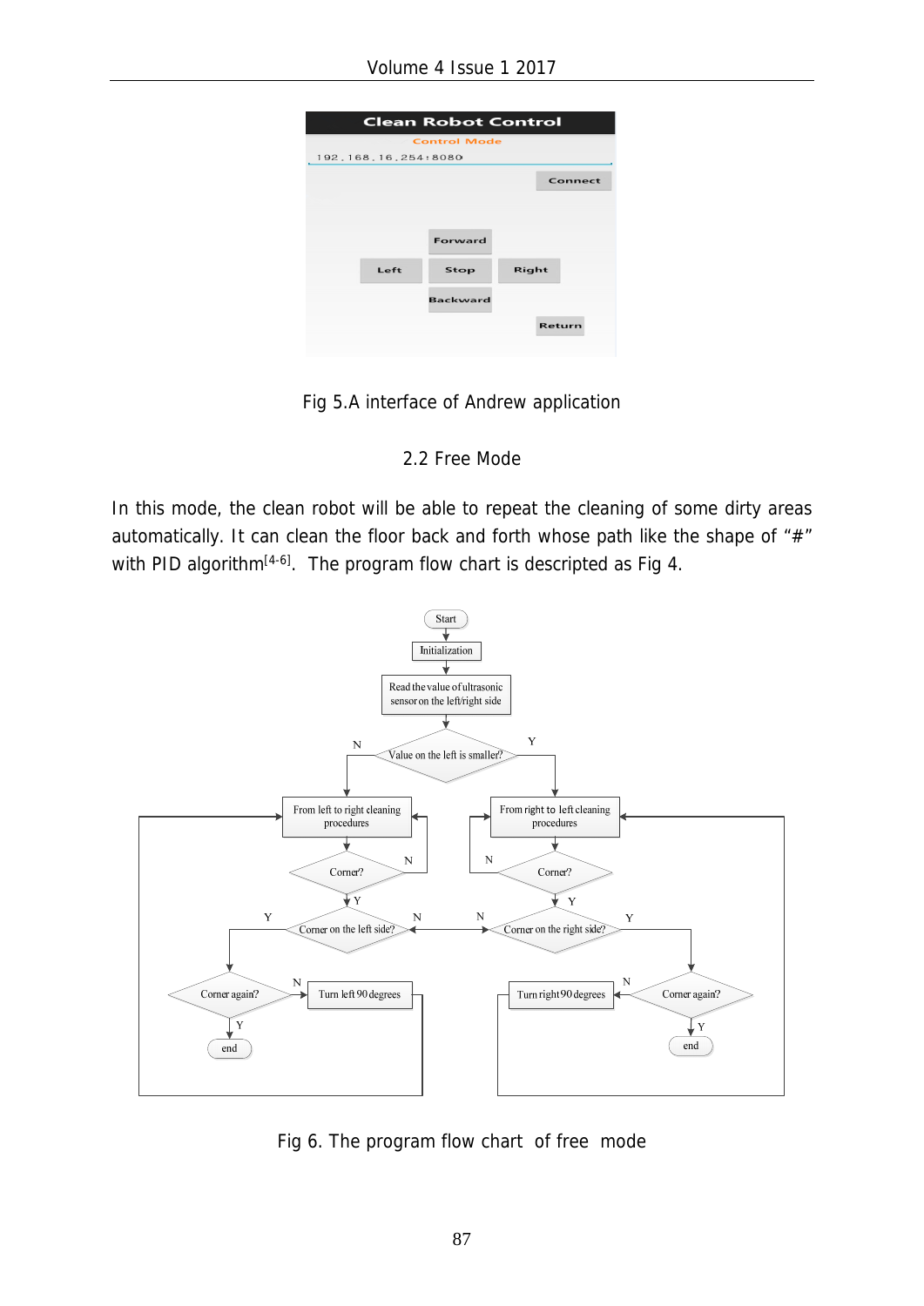Fig 5.A interface of Andrew application

## 2.2 Free Mode

In this mode, the clean robot will be able to repeat the cleaning of some dirty areas automatically. It can clean the floor back and forth whose path like the shape of "#" with PID algorithm[4-6]. The program flow chart is descripted as Fig 4.

Fig 6. The program flow chart of free mode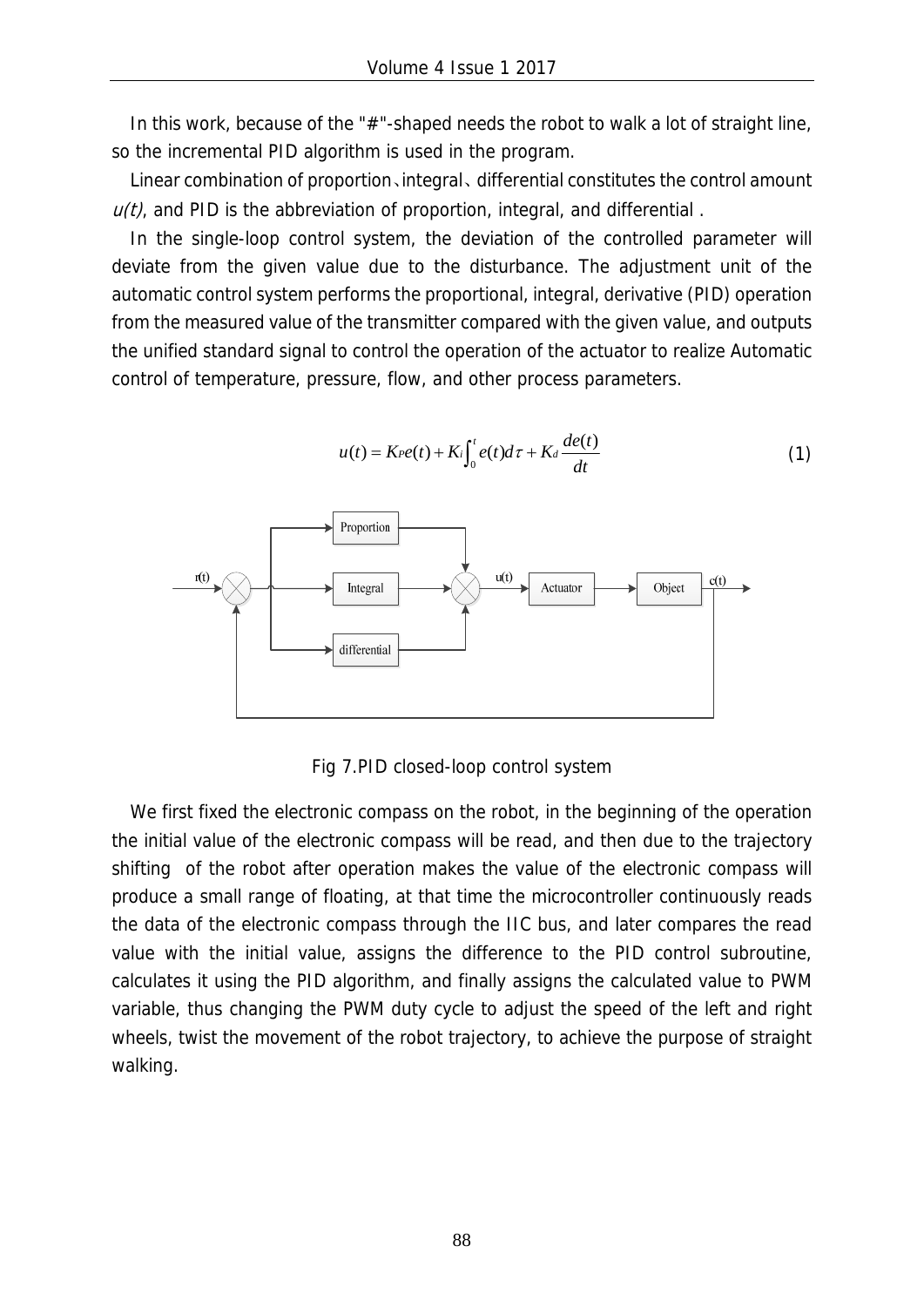In this work, because of the "#"-shaped needs the robot to walk a lot of straight line, so the incremental PID algorithm is used in the program.

Linear combination of proportion、integral、differential constitutes the control amount *u(t)*, and PID is the abbreviation of proportion, integral, and differential .

In the single-loop control system, the deviation of the controlled parameter will deviate from the given value due to the disturbance. The adjustment unit of the automatic control system performs the proportional, integral, derivative (PID) operation from the measured value of the transmitter compared with the given value, and outputs the unified standard signal to control the operation of the actuator to realize Automatic control of temperature, pressure, flow, and other process parameters.

$$u(t) = K_P e(t) + K_i \int_0^t e(t) d\tau + K_d \frac{de(t)}{dt} \tag{1}$$

Fig 7.PID closed-loop control system

We first fixed the electronic compass on the robot, in the beginning of the operation the initial value of the electronic compass will be read, and then due to the trajectory shifting of the robot after operation makes the value of the electronic compass will produce a small range of floating, at that time the microcontroller continuously reads the data of the electronic compass through the IIC bus, and later compares the read value with the initial value, assigns the difference to the PID control subroutine, calculates it using the PID algorithm, and finally assigns the calculated value to PWM variable, thus changing the PWM duty cycle to adjust the speed of the left and right wheels, twist the movement of the robot trajectory, to achieve the purpose of straight walking.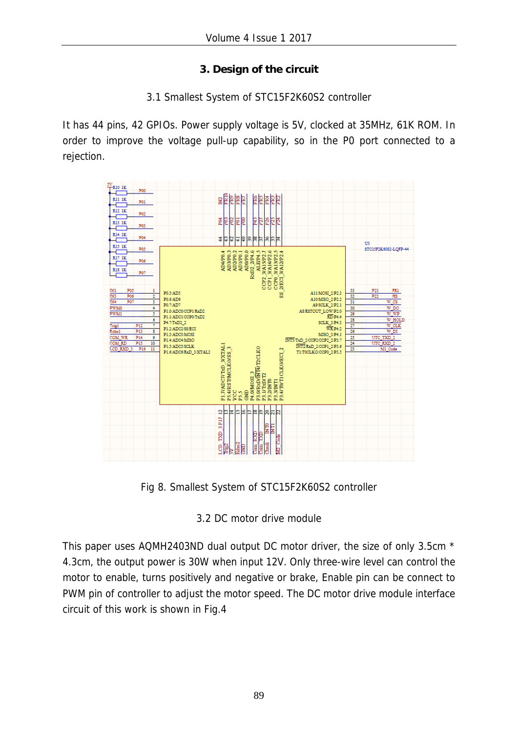## 3. Design of the circuit

### 3.1 Smallest System of STC15F2K60S2 controller

It has 44 pins, 42 GPIOs. Power supply voltage is 5V, clocked at 35MHz, 61K ROM. In order to improve the voltage pull-up capability, so in the P0 port connected to a rejection.

Fig 8. Smallest System of STC15F2K60S2 controller

### 3.2 DC motor drive module

This paper uses AQMH2403ND dual output DC motor driver, the size of only 3.5cm * 4.3cm, the output power is 30W when input 12V. Only three-wire level can control the motor to enable, turns positively and negative or brake, Enable pin can be connect to PWM pin of controller to adjust the motor speed. The DC motor drive module interface circuit of this work is shown in Fig.4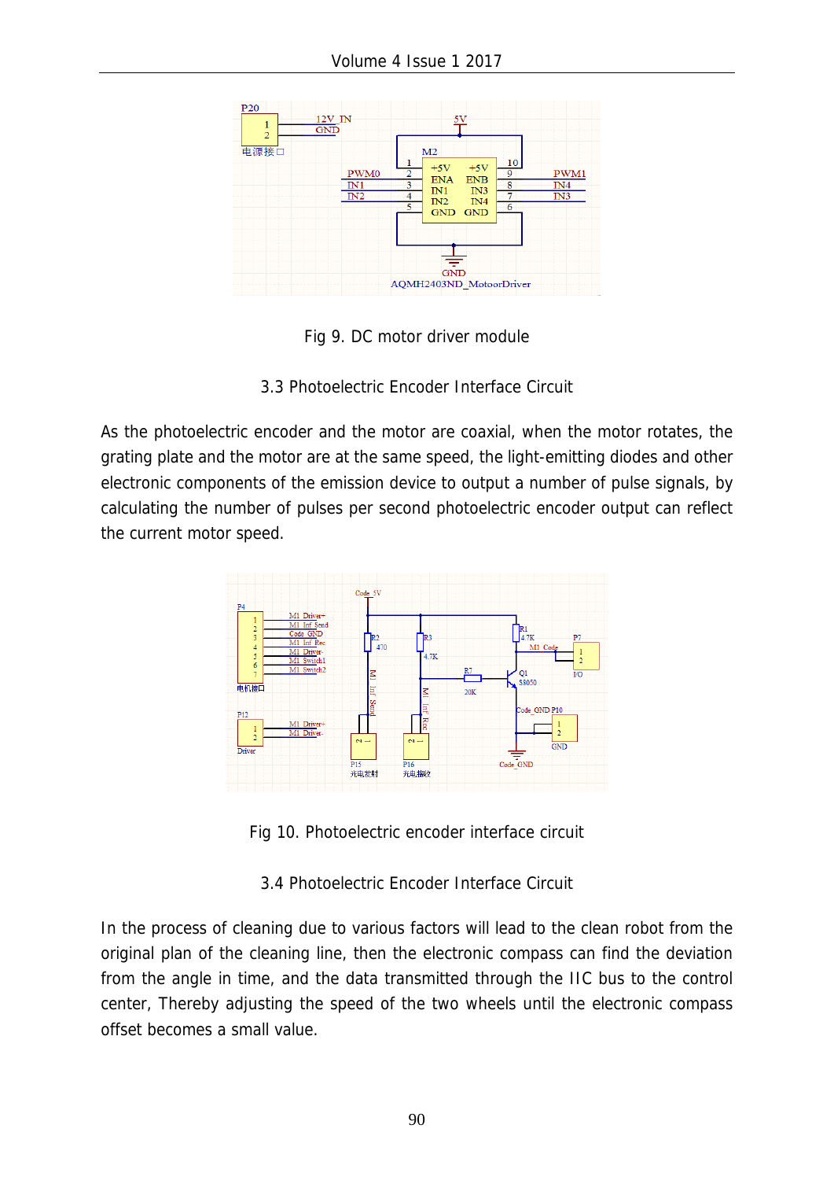Fig 9. DC motor driver module

### 3.3 Photoelectric Encoder Interface Circuit

As the photoelectric encoder and the motor are coaxial, when the motor rotates, the grating plate and the motor are at the same speed, the light-emitting diodes and other electronic components of the emission device to output a number of pulse signals, by calculating the number of pulses per second photoelectric encoder output can reflect the current motor speed.

Fig 10. Photoelectric encoder interface circuit

### 3.4 Photoelectric Encoder Interface Circuit

In the process of cleaning due to various factors will lead to the clean robot from the original plan of the cleaning line, then the electronic compass can find the deviation from the angle in time, and the data transmitted through the IIC bus to the control center, Thereby adjusting the speed of the two wheels until the electronic compass offset becomes a small value.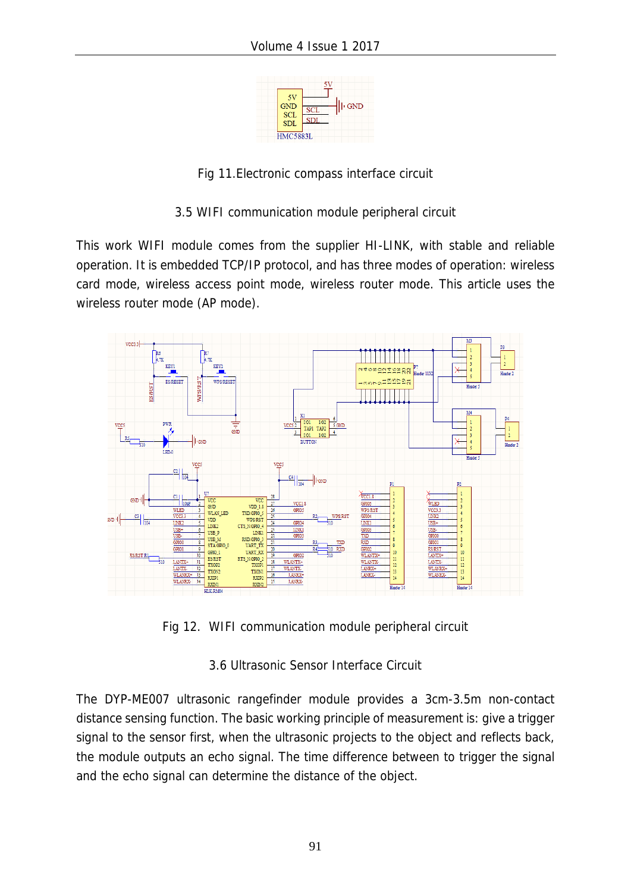Fig 11.Electronic compass interface circuit

### 3.5 WIFI communication module peripheral circuit

This work WIFI module comes from the supplier HI-LINK, with stable and reliable operation. It is embedded TCP/IP protocol, and has three modes of operation: wireless card mode, wireless access point mode, wireless router mode. This article uses the wireless router mode (AP mode).

Fig 12. WIFI communication module peripheral circuit

### 3.6 Ultrasonic Sensor Interface Circuit

The DYP-ME007 ultrasonic rangefinder module provides a 3cm-3.5m non-contact distance sensing function. The basic working principle of measurement is: give a trigger signal to the sensor first, when the ultrasonic projects to the object and reflects back, the module outputs an echo signal. The time difference between to trigger the signal and the echo signal can determine the distance of the object.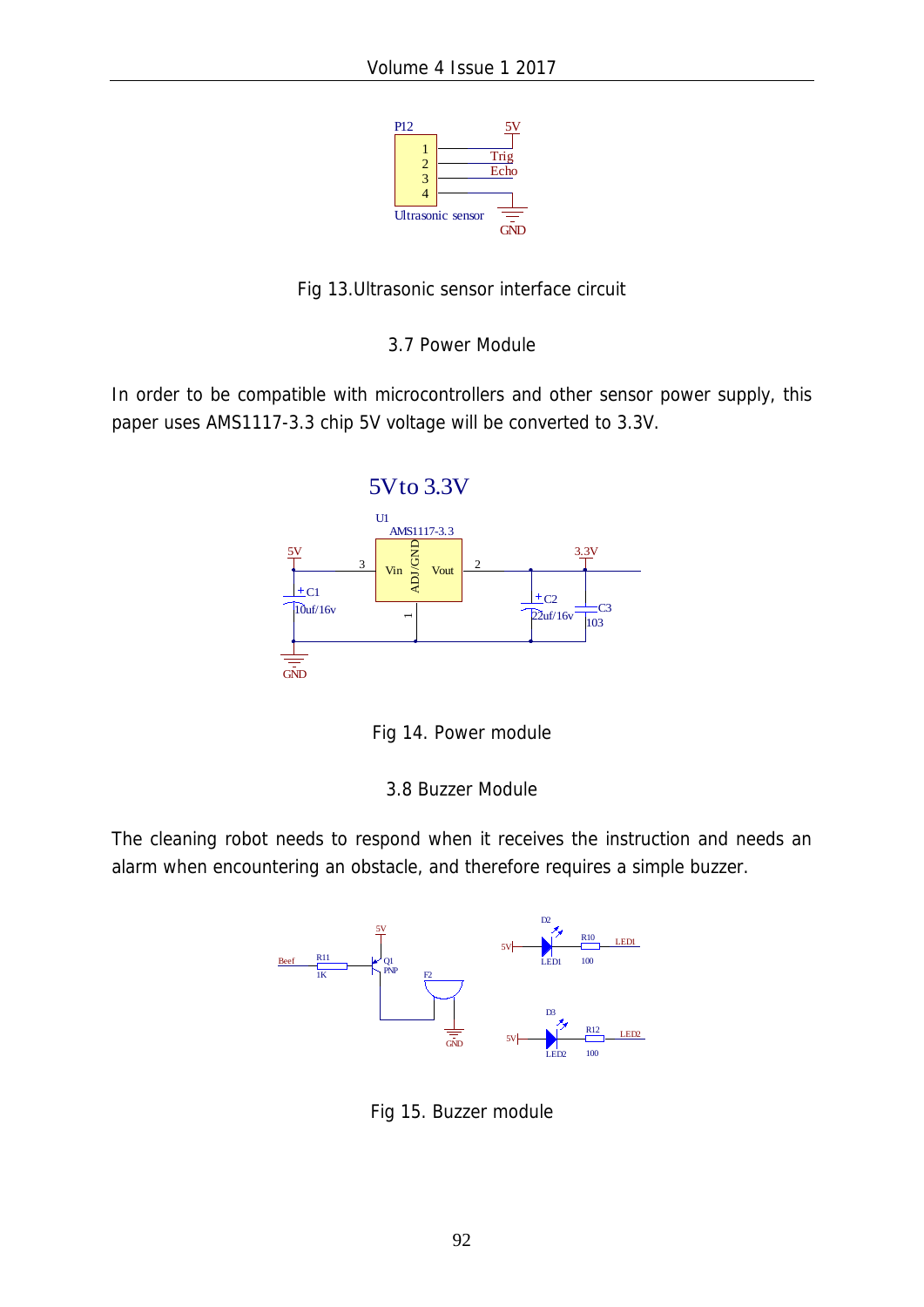Fig 13.Ultrasonic sensor interface circuit

### 3.7 Power Module

In order to be compatible with microcontrollers and other sensor power supply, this paper uses AMS1117-3.3 chip 5V voltage will be converted to 3.3V.

Fig 14. Power module

### 3.8 Buzzer Module

The cleaning robot needs to respond when it receives the instruction and needs an alarm when encountering an obstacle, and therefore requires a simple buzzer.

Fig 15. Buzzer module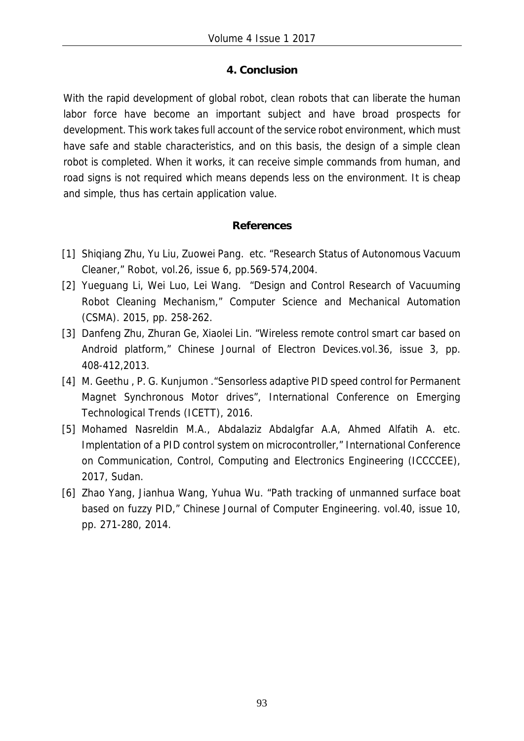## 4. Conclusion

With the rapid development of global robot, clean robots that can liberate the human labor force have become an important subject and have broad prospects for development. This work takes full account of the service robot environment, which must have safe and stable characteristics, and on this basis, the design of a simple clean robot is completed. When it works, it can receive simple commands from human, and road signs is not required which means depends less on the environment. It is cheap and simple, thus has certain application value.

## References

[1] Shiqiang Zhu, Yu Liu, Zuowei Pang. etc. "Research Status of Autonomous Vacuum Cleaner," Robot, vol.26, issue 6, pp.569-574,2004.

[2] Yueguang Li, Wei Luo, Lei Wang. "Design and Control Research of Vacuuming Robot Cleaning Mechanism," Computer Science and Mechanical Automation (CSMA). 2015, pp. 258-262.

[3] Danfeng Zhu, Zhuran Ge, Xiaolei Lin. "Wireless remote control smart car based on Android platform," Chinese Journal of Electron Devices.vol.36, issue 3, pp. 408-412,2013.

[4] M. Geethu , P. G. Kunjumon ."Sensorless adaptive PID speed control for Permanent Magnet Synchronous Motor drives", International Conference on Emerging Technological Trends (ICETT), 2016.

[5] Mohamed Nasreldin M.A., Abdalaziz Abdalgfar A.A, Ahmed Alfatih A. etc. Implentation of a PID control system on microcontroller," International Conference on Communication, Control, Computing and Electronics Engineering (ICCCCEE), 2017, Sudan.

[6] Zhao Yang, Jianhua Wang, Yuhua Wu. "Path tracking of unmanned surface boat based on fuzzy PID," Chinese Journal of Computer Engineering. vol.40, issue 10, pp. 271-280, 2014.